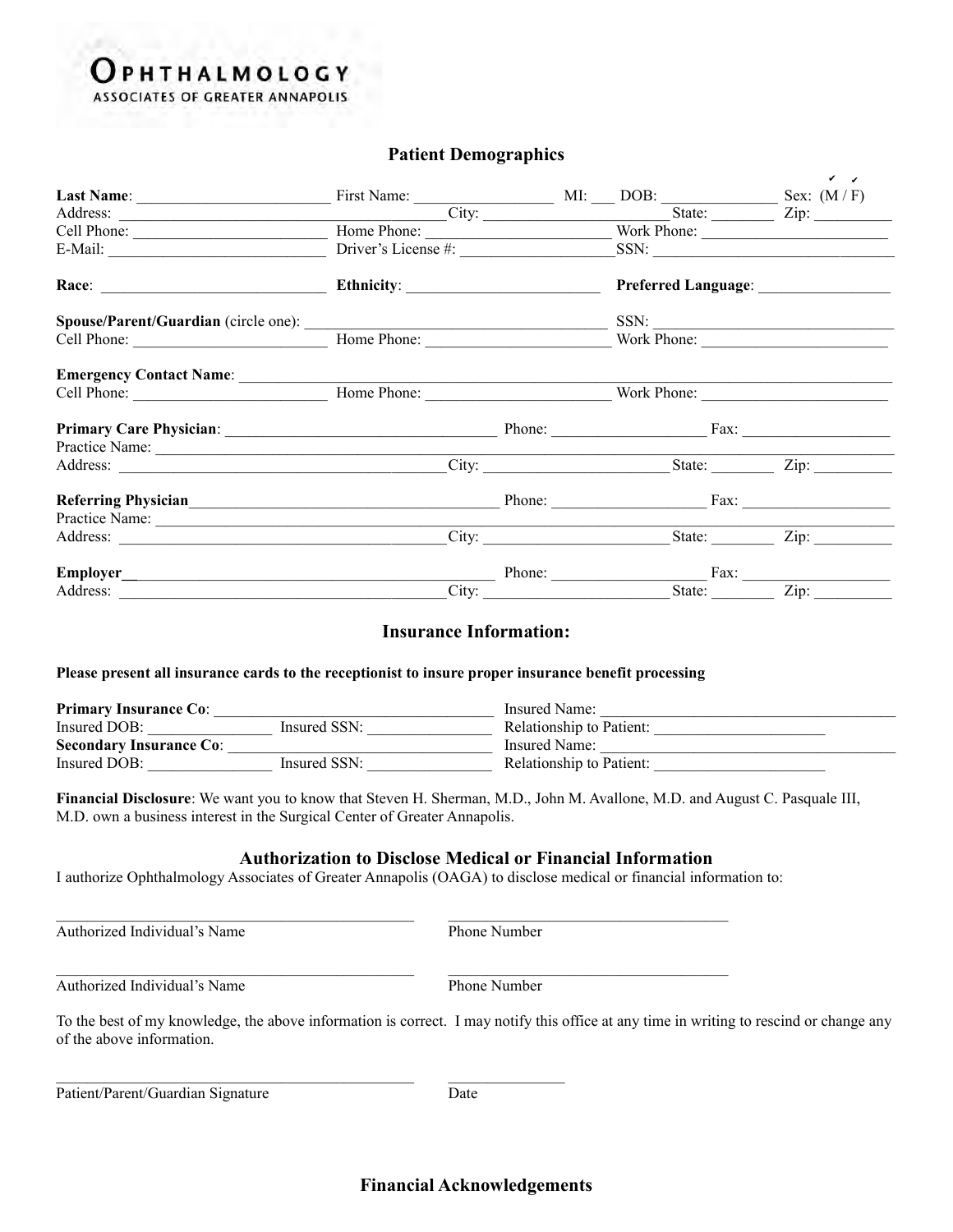**Ophthalmology**
ASSOCIATES OF GREATER ANNAPOLIS

## Patient Demographics

**Last Name**: ______________________ First Name: ________________ MI: ___ DOB: ______________ Sex: (M / F)
Address: ______________________________________City: ______________________ State: ________ Zip: __________
Cell Phone: ______________________ Home Phone: ______________________ Work Phone: ______________________
E-Mail: __________________________ Driver's License #: ____________________SSN: ____________________________

**Race**: __________________________ **Ethnicity**: ________________________ **Preferred Language**: ________________

**Spouse/Parent/Guardian** (circle one): ____________________________________ SSN: ____________________________
Cell Phone: ______________________ Home Phone: ______________________ Work Phone: ______________________

**Emergency Contact Name**: ________________________________________________________________________________
Cell Phone: ______________________ Home Phone: ______________________ Work Phone: ______________________

**Primary Care Physician**: _________________________________ Phone: ___________________ Fax: ___________________
Practice Name: ______________________________________________________________________________________
Address: ______________________________________City: ______________________ State: ________ Zip: __________

**Referring Physician**______________________________________ Phone: ___________________ Fax: ___________________
Practice Name: ______________________________________________________________________________________
Address: ______________________________________City: ______________________ State: ________ Zip: __________

**Employer**_______________________________________________ Phone: ___________________ Fax: ___________________
Address: ______________________________________City: ______________________ State: ________ Zip: __________

## Insurance Information:

**Please present all insurance cards to the receptionist to insure proper insurance benefit processing**

**Primary Insurance Co**: _________________________________ Insured Name: ____________________________________
Insured DOB: _______________ Insured SSN: _______________ Relationship to Patient: ______________________
**Secondary Insurance Co**: _______________________________ Insured Name: ____________________________________
Insured DOB: _______________ Insured SSN: _______________ Relationship to Patient: ______________________

**Financial Disclosure**: We want you to know that Steven H. Sherman, M.D., John M. Avallone, M.D. and August C. Pasquale III, M.D. own a business interest in the Surgical Center of Greater Annapolis.

## Authorization to Disclose Medical or Financial Information

I authorize Ophthalmology Associates of Greater Annapolis (OAGA) to disclose medical or financial information to:

_____________________________________________ ___________________________________
Authorized Individual's Name Phone Number

_____________________________________________ ___________________________________
Authorized Individual's Name Phone Number

To the best of my knowledge, the above information is correct. I may notify this office at any time in writing to rescind or change any of the above information.

_____________________________________________ _______________
Patient/Parent/Guardian Signature Date

## Financial Acknowledgements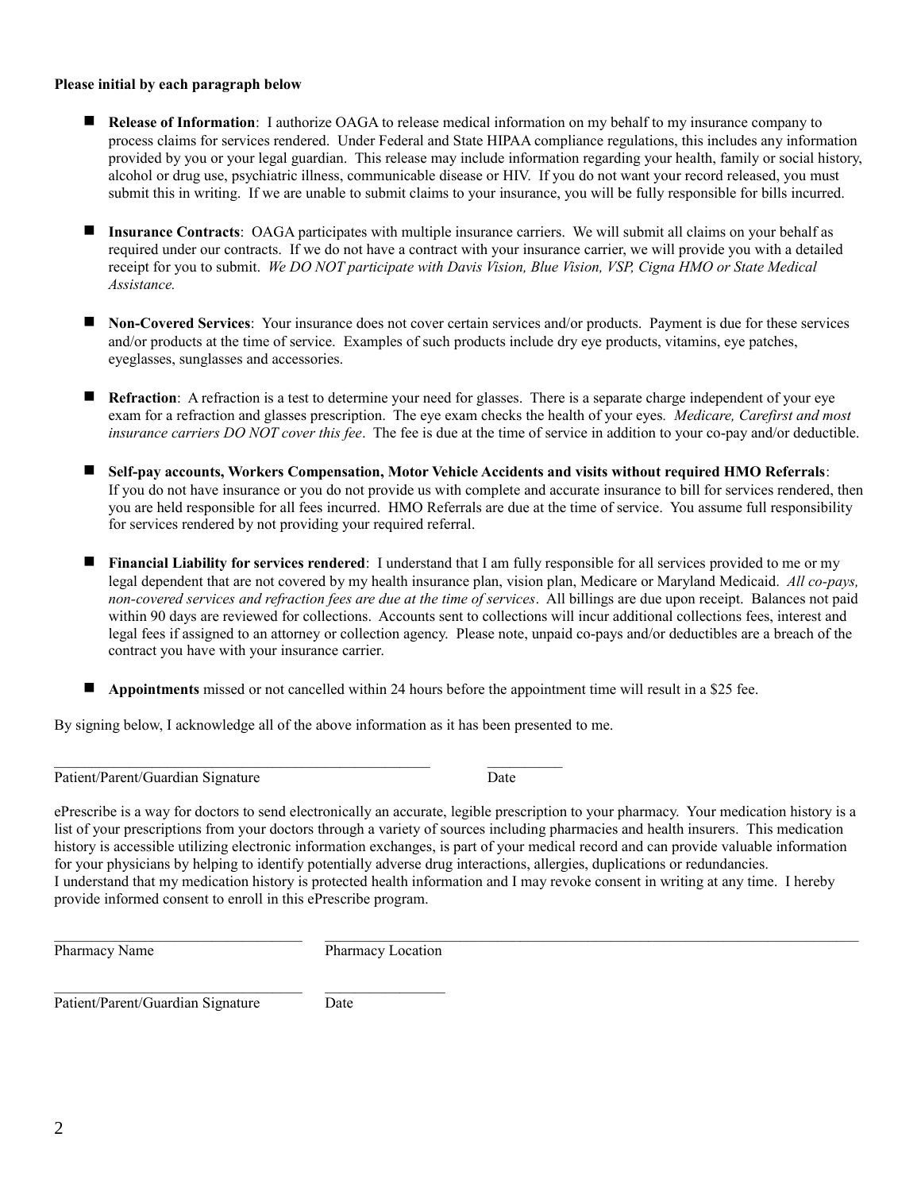**Please initial by each paragraph below**

- **Release of Information**: I authorize OAGA to release medical information on my behalf to my insurance company to process claims for services rendered. Under Federal and State HIPAA compliance regulations, this includes any information provided by you or your legal guardian. This release may include information regarding your health, family or social history, alcohol or drug use, psychiatric illness, communicable disease or HIV. If you do not want your record released, you must submit this in writing. If we are unable to submit claims to your insurance, you will be fully responsible for bills incurred.

- **Insurance Contracts**: OAGA participates with multiple insurance carriers. We will submit all claims on your behalf as required under our contracts. If we do not have a contract with your insurance carrier, we will provide you with a detailed receipt for you to submit. *We DO NOT participate with Davis Vision, Blue Vision, VSP, Cigna HMO or State Medical Assistance.*

- **Non-Covered Services**: Your insurance does not cover certain services and/or products. Payment is due for these services and/or products at the time of service. Examples of such products include dry eye products, vitamins, eye patches, eyeglasses, sunglasses and accessories.

- **Refraction**: A refraction is a test to determine your need for glasses. There is a separate charge independent of your eye exam for a refraction and glasses prescription. The eye exam checks the health of your eyes. *Medicare, Carefirst and most insurance carriers DO NOT cover this fee*. The fee is due at the time of service in addition to your co-pay and/or deductible.

- **Self-pay accounts, Workers Compensation, Motor Vehicle Accidents and visits without required HMO Referrals**: If you do not have insurance or you do not provide us with complete and accurate insurance to bill for services rendered, then you are held responsible for all fees incurred. HMO Referrals are due at the time of service. You assume full responsibility for services rendered by not providing your required referral.

- **Financial Liability for services rendered**: I understand that I am fully responsible for all services provided to me or my legal dependent that are not covered by my health insurance plan, vision plan, Medicare or Maryland Medicaid. *All co-pays, non-covered services and refraction fees are due at the time of services*. All billings are due upon receipt. Balances not paid within 90 days are reviewed for collections. Accounts sent to collections will incur additional collections fees, interest and legal fees if assigned to an attorney or collection agency. Please note, unpaid co-pays and/or deductibles are a breach of the contract you have with your insurance carrier.

- **Appointments** missed or not cancelled within 24 hours before the appointment time will result in a $25 fee.

By signing below, I acknowledge all of the above information as it has been presented to me.

_______________________________________________ __________

Patient/Parent/Guardian Signature Date

ePrescribe is a way for doctors to send electronically an accurate, legible prescription to your pharmacy. Your medication history is a list of your prescriptions from your doctors through a variety of sources including pharmacies and health insurers. This medication history is accessible utilizing electronic information exchanges, is part of your medical record and can provide valuable information for your physicians by helping to identify potentially adverse drug interactions, allergies, duplications or redundancies.
I understand that my medication history is protected health information and I may revoke consent in writing at any time. I hereby provide informed consent to enroll in this ePrescribe program.

_______________________________ ______________________________________________________________

Pharmacy Name Pharmacy Location

_______________________________ _______________

Patient/Parent/Guardian Signature Date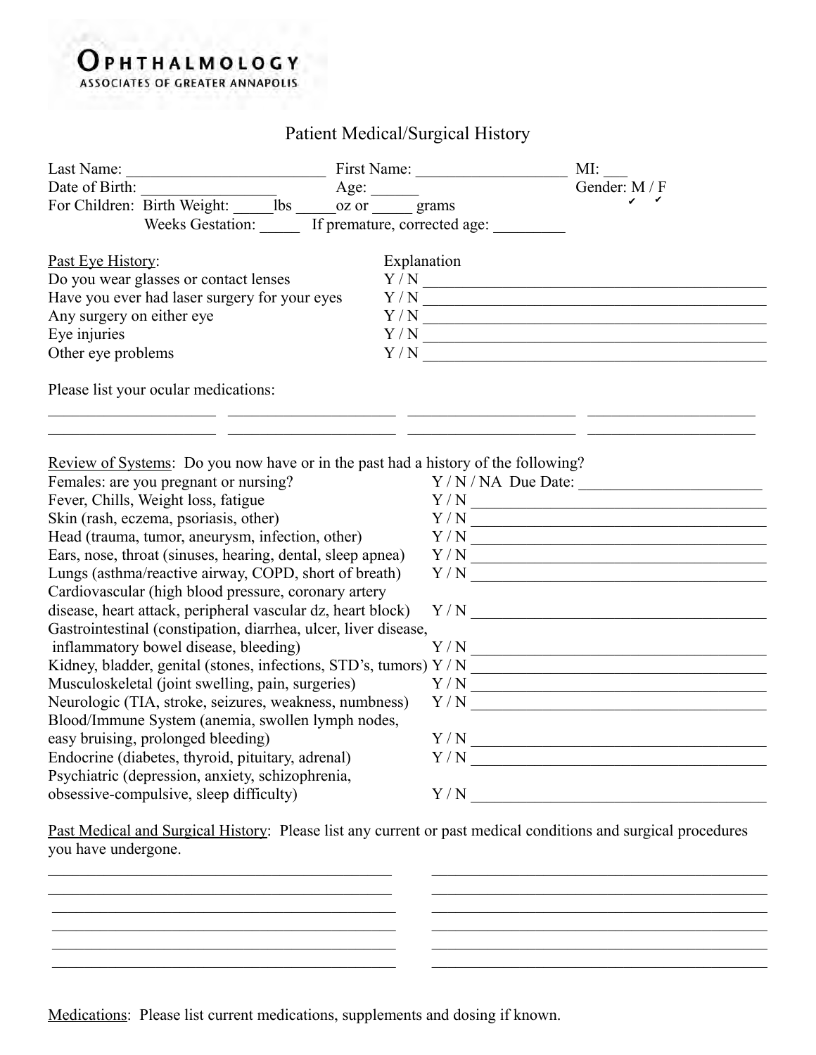**OPHTHALMOLOGY**
ASSOCIATES OF GREATER ANNAPOLIS

# Patient Medical/Surgical History

Last Name: ________________________ First Name: __________________ MI: ___
Date of Birth: ________________ Age: ______ Gender: M / F
For Children: Birth Weight: _____lbs _____oz or _____ grams
Weeks Gestation: _____ If premature, corrected age: _________

| Past Eye History: | Explanation |
|---|---|
| Do you wear glasses or contact lenses | Y / N ________________________ |
| Have you ever had laser surgery for your eyes | Y / N ________________________ |
| Any surgery on either eye | Y / N ________________________ |
| Eye injuries | Y / N ________________________ |
| Other eye problems | Y / N ________________________ |

Please list your ocular medications:

_____________________ _____________________ _____________________ _____________________
_____________________ _____________________ _____________________ _____________________

Review of Systems: Do you now have or in the past had a history of the following?

| | |
|---|---|
| Females: are you pregnant or nursing? | Y / N / NA Due Date: ______________________ |
| Fever, Chills, Weight loss, fatigue | Y / N ________________________ |
| Skin (rash, eczema, psoriasis, other) | Y / N ________________________ |
| Head (trauma, tumor, aneurysm, infection, other) | Y / N ________________________ |
| Ears, nose, throat (sinuses, hearing, dental, sleep apnea) | Y / N ________________________ |
| Lungs (asthma/reactive airway, COPD, short of breath) | Y / N ________________________ |
| Cardiovascular (high blood pressure, coronary artery disease, heart attack, peripheral vascular dz, heart block) | Y / N ________________________ |
| Gastrointestinal (constipation, diarrhea, ulcer, liver disease, inflammatory bowel disease, bleeding) | Y / N ________________________ |
| Kidney, bladder, genital (stones, infections, STD's, tumors) | Y / N ________________________ |
| Musculoskeletal (joint swelling, pain, surgeries) | Y / N ________________________ |
| Neurologic (TIA, stroke, seizures, weakness, numbness) | Y / N ________________________ |
| Blood/Immune System (anemia, swollen lymph nodes, easy bruising, prolonged bleeding) | Y / N ________________________ |
| Endocrine (diabetes, thyroid, pituitary, adrenal) | Y / N ________________________ |
| Psychiatric (depression, anxiety, schizophrenia, obsessive-compulsive, sleep difficulty) | Y / N ________________________ |

Past Medical and Surgical History: Please list any current or past medical conditions and surgical procedures you have undergone.

__________________________________________ __________________________________________
__________________________________________ __________________________________________
__________________________________________ __________________________________________
__________________________________________ __________________________________________
__________________________________________ __________________________________________
__________________________________________ __________________________________________

Medications: Please list current medications, supplements and dosing if known.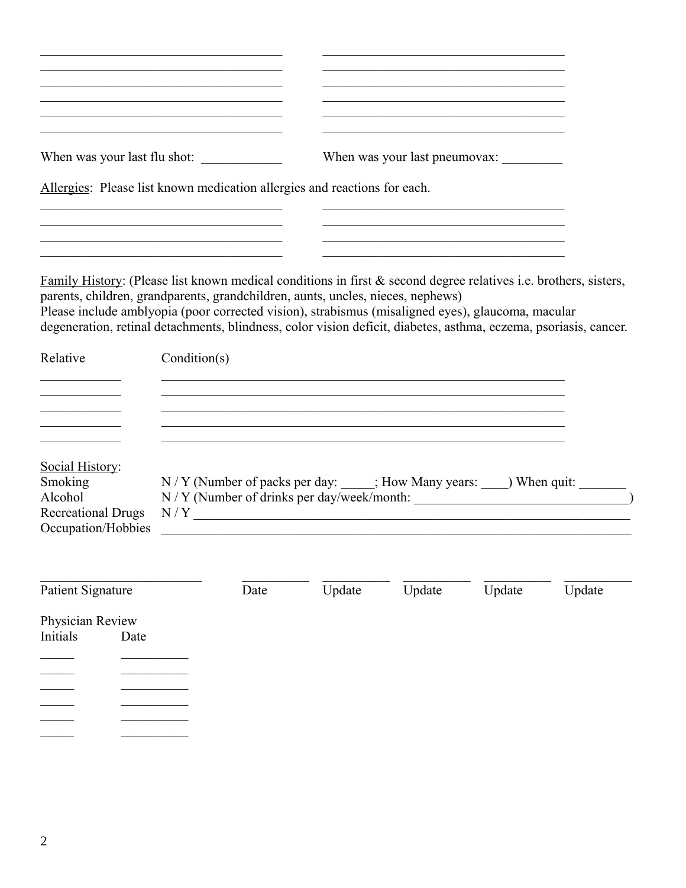\_\_\_\_\_\_\_\_\_\_\_\_\_\_\_\_\_\_\_\_\_\_\_\_\_\_\_\_\_\_\_\_\_\_\_\_ \_\_\_\_\_\_\_\_\_\_\_\_\_\_\_\_\_\_\_\_\_\_\_\_\_\_\_\_\_\_\_\_\_\_\_\_
\_\_\_\_\_\_\_\_\_\_\_\_\_\_\_\_\_\_\_\_\_\_\_\_\_\_\_\_\_\_\_\_\_\_\_\_ \_\_\_\_\_\_\_\_\_\_\_\_\_\_\_\_\_\_\_\_\_\_\_\_\_\_\_\_\_\_\_\_\_\_\_\_
\_\_\_\_\_\_\_\_\_\_\_\_\_\_\_\_\_\_\_\_\_\_\_\_\_\_\_\_\_\_\_\_\_\_\_\_ \_\_\_\_\_\_\_\_\_\_\_\_\_\_\_\_\_\_\_\_\_\_\_\_\_\_\_\_\_\_\_\_\_\_\_\_
\_\_\_\_\_\_\_\_\_\_\_\_\_\_\_\_\_\_\_\_\_\_\_\_\_\_\_\_\_\_\_\_\_\_\_\_ \_\_\_\_\_\_\_\_\_\_\_\_\_\_\_\_\_\_\_\_\_\_\_\_\_\_\_\_\_\_\_\_\_\_\_\_
\_\_\_\_\_\_\_\_\_\_\_\_\_\_\_\_\_\_\_\_\_\_\_\_\_\_\_\_\_\_\_\_\_\_\_\_ \_\_\_\_\_\_\_\_\_\_\_\_\_\_\_\_\_\_\_\_\_\_\_\_\_\_\_\_\_\_\_\_\_\_\_\_

When was your last flu shot: \_\_\_\_\_\_\_\_\_\_\_\_ When was your last pneumovax: \_\_\_\_\_\_\_\_\_

Allergies: Please list known medication allergies and reactions for each.

\_\_\_\_\_\_\_\_\_\_\_\_\_\_\_\_\_\_\_\_\_\_\_\_\_\_\_\_\_\_\_\_\_\_\_\_ \_\_\_\_\_\_\_\_\_\_\_\_\_\_\_\_\_\_\_\_\_\_\_\_\_\_\_\_\_\_\_\_\_\_\_\_
\_\_\_\_\_\_\_\_\_\_\_\_\_\_\_\_\_\_\_\_\_\_\_\_\_\_\_\_\_\_\_\_\_\_\_\_ \_\_\_\_\_\_\_\_\_\_\_\_\_\_\_\_\_\_\_\_\_\_\_\_\_\_\_\_\_\_\_\_\_\_\_\_
\_\_\_\_\_\_\_\_\_\_\_\_\_\_\_\_\_\_\_\_\_\_\_\_\_\_\_\_\_\_\_\_\_\_\_\_ \_\_\_\_\_\_\_\_\_\_\_\_\_\_\_\_\_\_\_\_\_\_\_\_\_\_\_\_\_\_\_\_\_\_\_\_
\_\_\_\_\_\_\_\_\_\_\_\_\_\_\_\_\_\_\_\_\_\_\_\_\_\_\_\_\_\_\_\_\_\_\_\_ \_\_\_\_\_\_\_\_\_\_\_\_\_\_\_\_\_\_\_\_\_\_\_\_\_\_\_\_\_\_\_\_\_\_\_\_

Family History: (Please list known medical conditions in first & second degree relatives i.e. brothers, sisters, parents, children, grandparents, grandchildren, aunts, uncles, nieces, nephews)
Please include amblyopia (poor corrected vision), strabismus (misaligned eyes), glaucoma, macular degeneration, retinal detachments, blindness, color vision deficit, diabetes, asthma, eczema, psoriasis, cancer.

| Relative | Condition(s) |
|---|---|
| \_\_\_\_\_\_\_\_\_\_\_\_ | \_\_\_\_\_\_\_\_\_\_\_\_\_\_\_\_\_\_\_\_\_\_\_\_\_\_\_\_\_\_\_\_\_\_\_\_\_\_\_\_\_\_\_\_\_\_\_\_\_\_\_\_\_\_\_\_\_\_\_\_ |
| \_\_\_\_\_\_\_\_\_\_\_\_ | \_\_\_\_\_\_\_\_\_\_\_\_\_\_\_\_\_\_\_\_\_\_\_\_\_\_\_\_\_\_\_\_\_\_\_\_\_\_\_\_\_\_\_\_\_\_\_\_\_\_\_\_\_\_\_\_\_\_\_\_ |
| \_\_\_\_\_\_\_\_\_\_\_\_ | \_\_\_\_\_\_\_\_\_\_\_\_\_\_\_\_\_\_\_\_\_\_\_\_\_\_\_\_\_\_\_\_\_\_\_\_\_\_\_\_\_\_\_\_\_\_\_\_\_\_\_\_\_\_\_\_\_\_\_\_ |
| \_\_\_\_\_\_\_\_\_\_\_\_ | \_\_\_\_\_\_\_\_\_\_\_\_\_\_\_\_\_\_\_\_\_\_\_\_\_\_\_\_\_\_\_\_\_\_\_\_\_\_\_\_\_\_\_\_\_\_\_\_\_\_\_\_\_\_\_\_\_\_\_\_ |
| \_\_\_\_\_\_\_\_\_\_\_\_ | \_\_\_\_\_\_\_\_\_\_\_\_\_\_\_\_\_\_\_\_\_\_\_\_\_\_\_\_\_\_\_\_\_\_\_\_\_\_\_\_\_\_\_\_\_\_\_\_\_\_\_\_\_\_\_\_\_\_\_\_ |

Social History:

| | |
|---|---|
| Smoking | N / Y (Number of packs per day: \_\_\_\_\_; How Many years: \_\_\_\_) When quit: \_\_\_\_\_\_\_ |
| Alcohol | N / Y (Number of drinks per day/week/month: \_\_\_\_\_\_\_\_\_\_\_\_\_\_\_\_\_\_\_\_\_\_\_\_\_\_\_\_\_\_\_\_) |
| Recreational Drugs | N / Y \_\_\_\_\_\_\_\_\_\_\_\_\_\_\_\_\_\_\_\_\_\_\_\_\_\_\_\_\_\_\_\_\_\_\_\_\_\_\_\_\_\_\_\_\_\_\_\_\_\_\_\_\_\_\_\_\_\_\_\_\_\_\_\_ |
| Occupation/Hobbies | \_\_\_\_\_\_\_\_\_\_\_\_\_\_\_\_\_\_\_\_\_\_\_\_\_\_\_\_\_\_\_\_\_\_\_\_\_\_\_\_\_\_\_\_\_\_\_\_\_\_\_\_\_\_\_\_\_\_\_\_\_\_\_\_\_\_\_\_\_ |

| \_\_\_\_\_\_\_\_\_\_\_\_\_\_\_\_\_\_\_\_\_\_\_\_ | \_\_\_\_\_\_\_\_\_\_ | \_\_\_\_\_\_\_\_\_\_ | \_\_\_\_\_\_\_\_\_\_ | \_\_\_\_\_\_\_\_\_\_ | \_\_\_\_\_\_\_\_\_\_ |
|---|---|---|---|---|---|
| Patient Signature | Date | Update | Update | Update | Update |

Physician Review

| Initials | Date |
|---|---|
| \_\_\_\_\_ | \_\_\_\_\_\_\_\_\_\_ |
| \_\_\_\_\_ | \_\_\_\_\_\_\_\_\_\_ |
| \_\_\_\_\_ | \_\_\_\_\_\_\_\_\_\_ |
| \_\_\_\_\_ | \_\_\_\_\_\_\_\_\_\_ |
| \_\_\_\_\_ | \_\_\_\_\_\_\_\_\_\_ |
| \_\_\_\_\_ | \_\_\_\_\_\_\_\_\_\_ |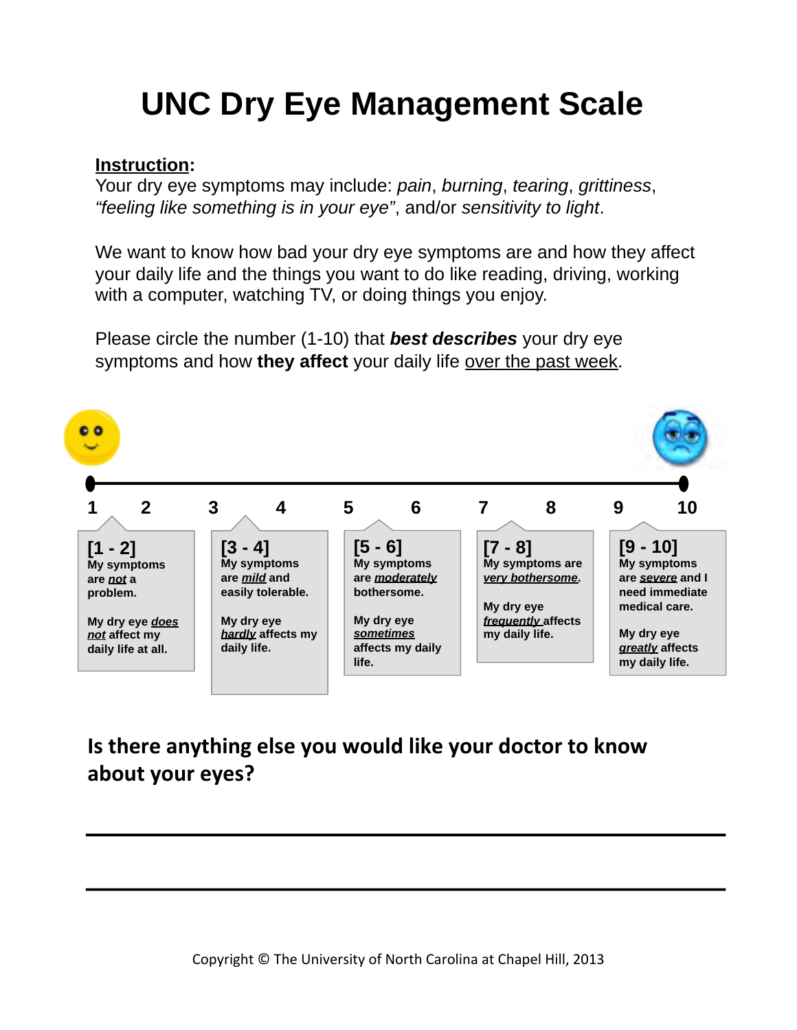# UNC Dry Eye Management Scale

**Instruction:**

Your dry eye symptoms may include: *pain*, *burning*, *tearing*, *grittiness*, *"feeling like something is in your eye"*, and/or *sensitivity to light*.

We want to know how bad your dry eye symptoms are and how they affect your daily life and the things you want to do like reading, driving, working with a computer, watching TV, or doing things you enjoy.

Please circle the number (1-10) that ***best describes*** your dry eye symptoms and how **they affect** your daily life over the past week.

1 2 3 4 5 6 7 8 9 10

**[1 - 2]**
**My symptoms are *not* a problem.**

**My dry eye *does not* affect my daily life at all.**

**[3 - 4]**
**My symptoms are *mild* and easily tolerable.**

**My dry eye *hardly* affects my daily life.**

**[5 - 6]**
**My symptoms are *moderately* bothersome.**

**My dry eye *sometimes* affects my daily life.**

**[7 - 8]**
**My symptoms are *very bothersome*.**

**My dry eye *frequently* affects my daily life.**

**[9 - 10]**
**My symptoms are *severe* and I need immediate medical care.**

**My dry eye *greatly* affects my daily life.**

## Is there anything else you would like your doctor to know about your eyes?

_______________________________________________

_______________________________________________

Copyright © The University of North Carolina at Chapel Hill, 2013